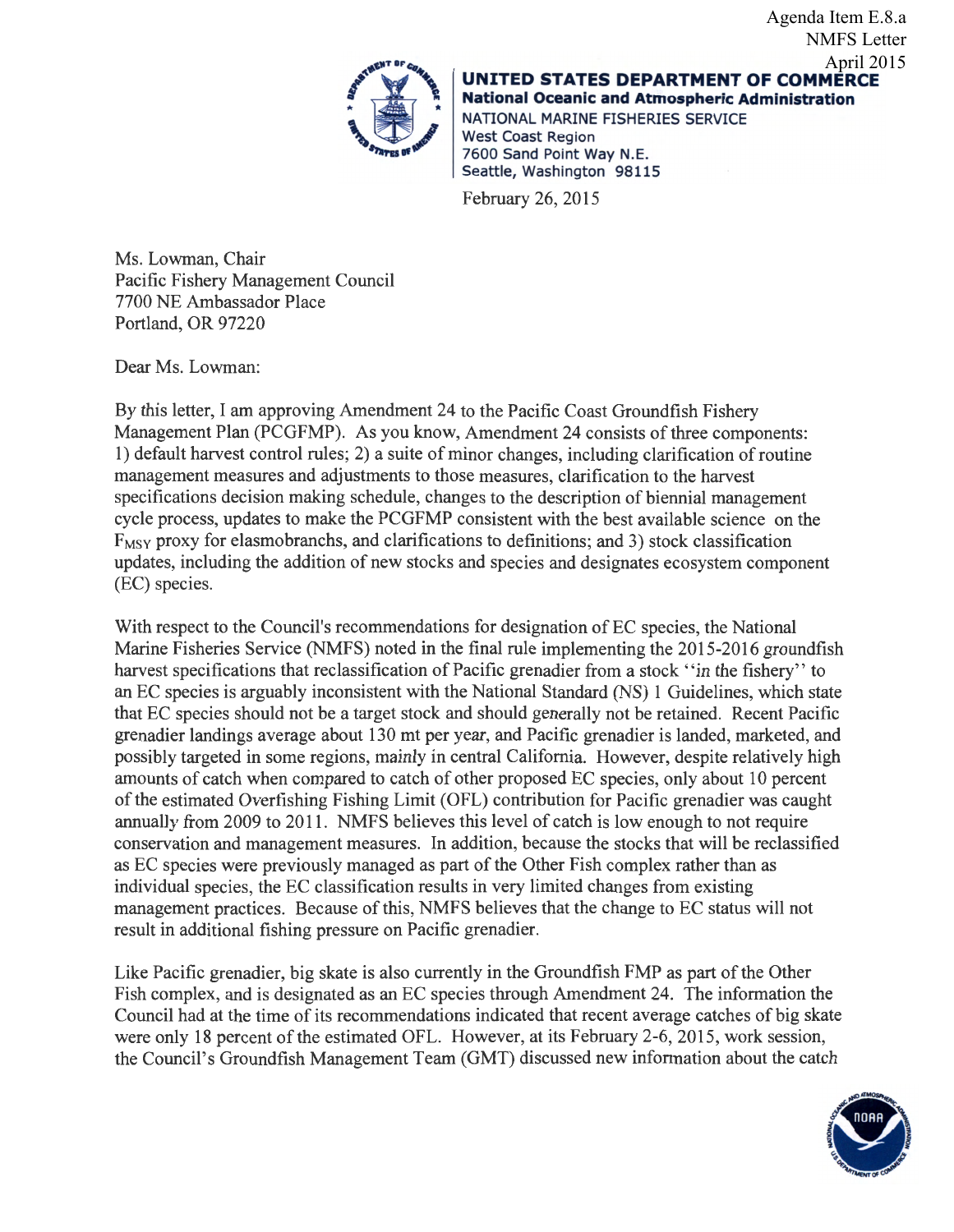Agenda Item E.8.a
NMFS Letter
April 2015

**UNITED STATES DEPARTMENT OF COMMERCE**
**National Oceanic and Atmospheric Administration**
NATIONAL MARINE FISHERIES SERVICE
West Coast Region
7600 Sand Point Way N.E.
Seattle, Washington 98115

February 26, 2015

Ms. Lowman, Chair
Pacific Fishery Management Council
7700 NE Ambassador Place
Portland, OR 97220

Dear Ms. Lowman:

By this letter, I am approving Amendment 24 to the Pacific Coast Groundfish Fishery Management Plan (PCGFMP). As you know, Amendment 24 consists of three components: 1) default harvest control rules; 2) a suite of minor changes, including clarification of routine management measures and adjustments to those measures, clarification to the harvest specifications decision making schedule, changes to the description of biennial management cycle process, updates to make the PCGFMP consistent with the best available science on the $F_{MSY}$ proxy for elasmobranchs, and clarifications to definitions; and 3) stock classification updates, including the addition of new stocks and species and designates ecosystem component (EC) species.

With respect to the Council's recommendations for designation of EC species, the National Marine Fisheries Service (NMFS) noted in the final rule implementing the 2015-2016 groundfish harvest specifications that reclassification of Pacific grenadier from a stock ''in the fishery'' to an EC species is arguably inconsistent with the National Standard (NS) 1 Guidelines, which state that EC species should not be a target stock and should generally not be retained. Recent Pacific grenadier landings average about 130 mt per year, and Pacific grenadier is landed, marketed, and possibly targeted in some regions, mainly in central California. However, despite relatively high amounts of catch when compared to catch of other proposed EC species, only about 10 percent of the estimated Overfishing Fishing Limit (OFL) contribution for Pacific grenadier was caught annually from 2009 to 2011. NMFS believes this level of catch is low enough to not require conservation and management measures. In addition, because the stocks that will be reclassified as EC species were previously managed as part of the Other Fish complex rather than as individual species, the EC classification results in very limited changes from existing management practices. Because of this, NMFS believes that the change to EC status will not result in additional fishing pressure on Pacific grenadier.

Like Pacific grenadier, big skate is also currently in the Groundfish FMP as part of the Other Fish complex, and is designated as an EC species through Amendment 24. The information the Council had at the time of its recommendations indicated that recent average catches of big skate were only 18 percent of the estimated OFL. However, at its February 2-6, 2015, work session, the Council's Groundfish Management Team (GMT) discussed new information about the catch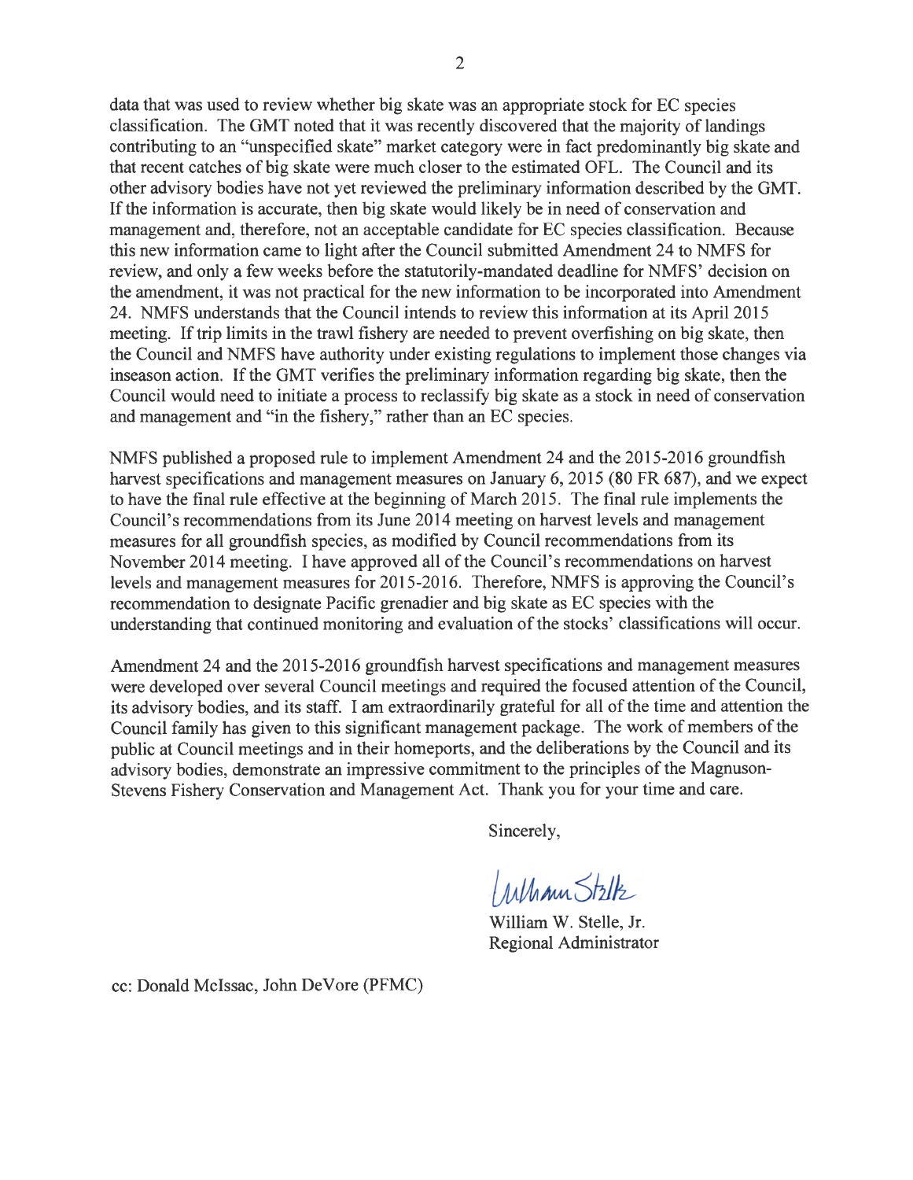data that was used to review whether big skate was an appropriate stock for EC species classification. The GMT noted that it was recently discovered that the majority of landings contributing to an "unspecified skate" market category were in fact predominantly big skate and that recent catches of big skate were much closer to the estimated OFL. The Council and its other advisory bodies have not yet reviewed the preliminary information described by the GMT. If the information is accurate, then big skate would likely be in need of conservation and management and, therefore, not an acceptable candidate for EC species classification. Because this new information came to light after the Council submitted Amendment 24 to NMFS for review, and only a few weeks before the statutorily-mandated deadline for NMFS' decision on the amendment, it was not practical for the new information to be incorporated into Amendment 24. NMFS understands that the Council intends to review this information at its April 2015 meeting. If trip limits in the trawl fishery are needed to prevent overfishing on big skate, then the Council and NMFS have authority under existing regulations to implement those changes via inseason action. If the GMT verifies the preliminary information regarding big skate, then the Council would need to initiate a process to reclassify big skate as a stock in need of conservation and management and "in the fishery," rather than an EC species.

NMFS published a proposed rule to implement Amendment 24 and the 2015-2016 groundfish harvest specifications and management measures on January 6, 2015 (80 FR 687), and we expect to have the final rule effective at the beginning of March 2015. The final rule implements the Council's recommendations from its June 2014 meeting on harvest levels and management measures for all groundfish species, as modified by Council recommendations from its November 2014 meeting. I have approved all of the Council's recommendations on harvest levels and management measures for 2015-2016. Therefore, NMFS is approving the Council's recommendation to designate Pacific grenadier and big skate as EC species with the understanding that continued monitoring and evaluation of the stocks' classifications will occur.

Amendment 24 and the 2015-2016 groundfish harvest specifications and management measures were developed over several Council meetings and required the focused attention of the Council, its advisory bodies, and its staff. I am extraordinarily grateful for all of the time and attention the Council family has given to this significant management package. The work of members of the public at Council meetings and in their homeports, and the deliberations by the Council and its advisory bodies, demonstrate an impressive commitment to the principles of the Magnuson-Stevens Fishery Conservation and Management Act. Thank you for your time and care.

Sincerely,

William Stelle

William W. Stelle, Jr.
Regional Administrator

cc: Donald McIssac, John DeVore (PFMC)